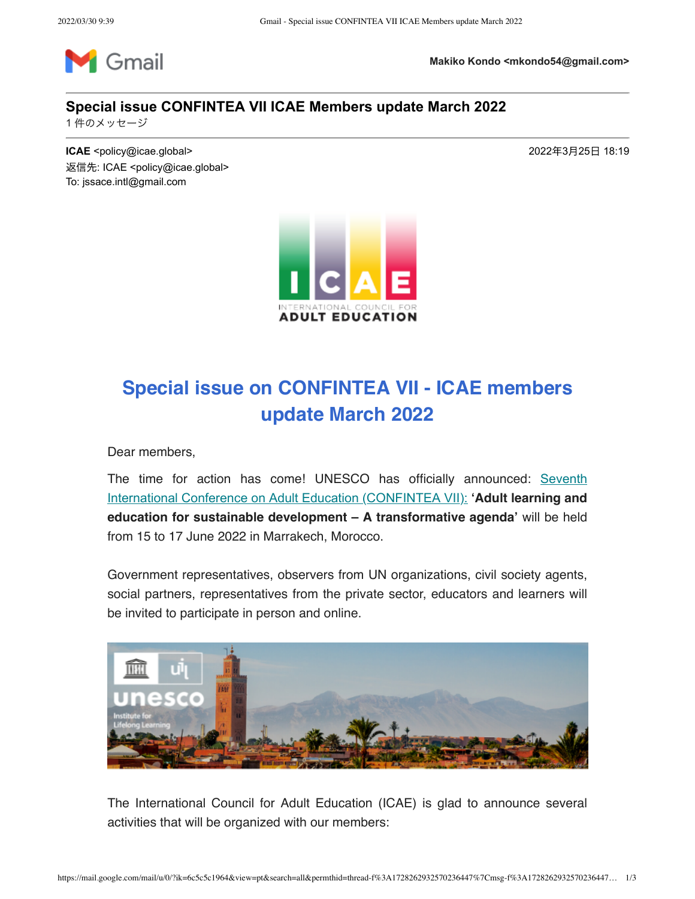Makiko Kondo <mkondo54@gmail.com>

**Special issue CONFINTEA VII ICAE Members update March 2022**

1 件のメッセージ

**ICAE** <policy@icae.global>
返信先: ICAE <policy@icae.global>
To: jssace.intl@gmail.com

2022年3月25日 18:19

# Special issue on CONFINTEA VII - ICAE members update March 2022

Dear members,

The time for action has come! UNESCO has officially announced: Seventh International Conference on Adult Education (CONFINTEA VII): **'Adult learning and education for sustainable development – A transformative agenda'** will be held from 15 to 17 June 2022 in Marrakech, Morocco.

Government representatives, observers from UN organizations, civil society agents, social partners, representatives from the private sector, educators and learners will be invited to participate in person and online.

The International Council for Adult Education (ICAE) is glad to announce several activities that will be organized with our members: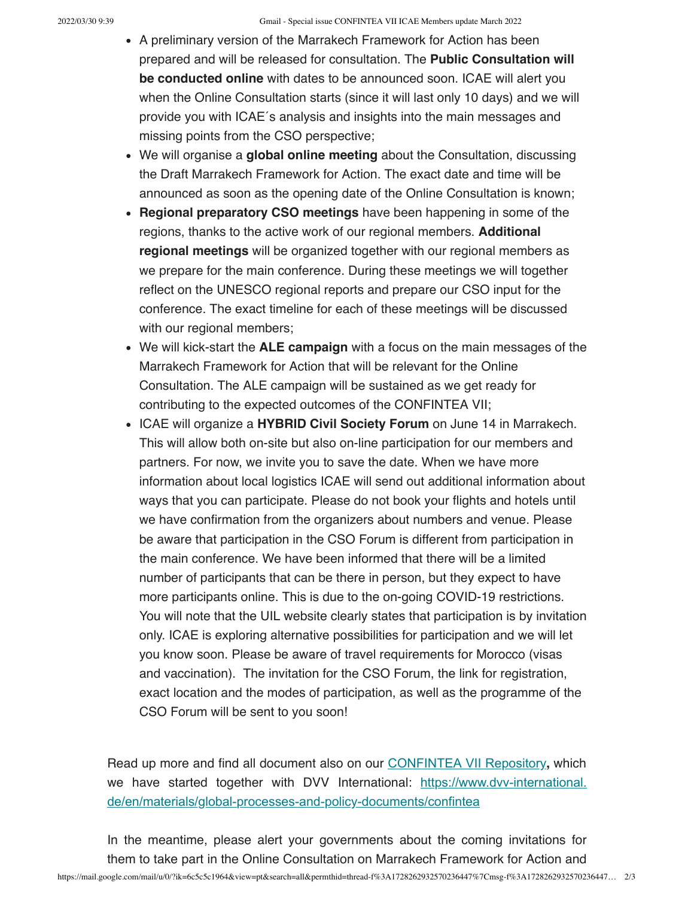- A preliminary version of the Marrakech Framework for Action has been prepared and will be released for consultation. The **Public Consultation will be conducted online** with dates to be announced soon. ICAE will alert you when the Online Consultation starts (since it will last only 10 days) and we will provide you with ICAE´s analysis and insights into the main messages and missing points from the CSO perspective;
- We will organise a **global online meeting** about the Consultation, discussing the Draft Marrakech Framework for Action. The exact date and time will be announced as soon as the opening date of the Online Consultation is known;
- **Regional preparatory CSO meetings** have been happening in some of the regions, thanks to the active work of our regional members. **Additional regional meetings** will be organized together with our regional members as we prepare for the main conference. During these meetings we will together reflect on the UNESCO regional reports and prepare our CSO input for the conference. The exact timeline for each of these meetings will be discussed with our regional members;
- We will kick-start the **ALE campaign** with a focus on the main messages of the Marrakech Framework for Action that will be relevant for the Online Consultation. The ALE campaign will be sustained as we get ready for contributing to the expected outcomes of the CONFINTEA VII;
- ICAE will organize a **HYBRID Civil Society Forum** on June 14 in Marrakech. This will allow both on-site but also on-line participation for our members and partners. For now, we invite you to save the date. When we have more information about local logistics ICAE will send out additional information about ways that you can participate. Please do not book your flights and hotels until we have confirmation from the organizers about numbers and venue. Please be aware that participation in the CSO Forum is different from participation in the main conference. We have been informed that there will be a limited number of participants that can be there in person, but they expect to have more participants online. This is due to the on-going COVID-19 restrictions. You will note that the UIL website clearly states that participation is by invitation only. ICAE is exploring alternative possibilities for participation and we will let you know soon. Please be aware of travel requirements for Morocco (visas and vaccination). The invitation for the CSO Forum, the link for registration, exact location and the modes of participation, as well as the programme of the CSO Forum will be sent to you soon!

Read up more and find all document also on our [CONFINTEA VII Repository](https://www.dvv-international.de/en/materials/global-processes-and-policy-documents/confintea)**,** which we have started together with DVV International: [https://www.dvv-international.de/en/materials/global-processes-and-policy-documents/confintea](https://www.dvv-international.de/en/materials/global-processes-and-policy-documents/confintea)

In the meantime, please alert your governments about the coming invitations for them to take part in the Online Consultation on Marrakech Framework for Action and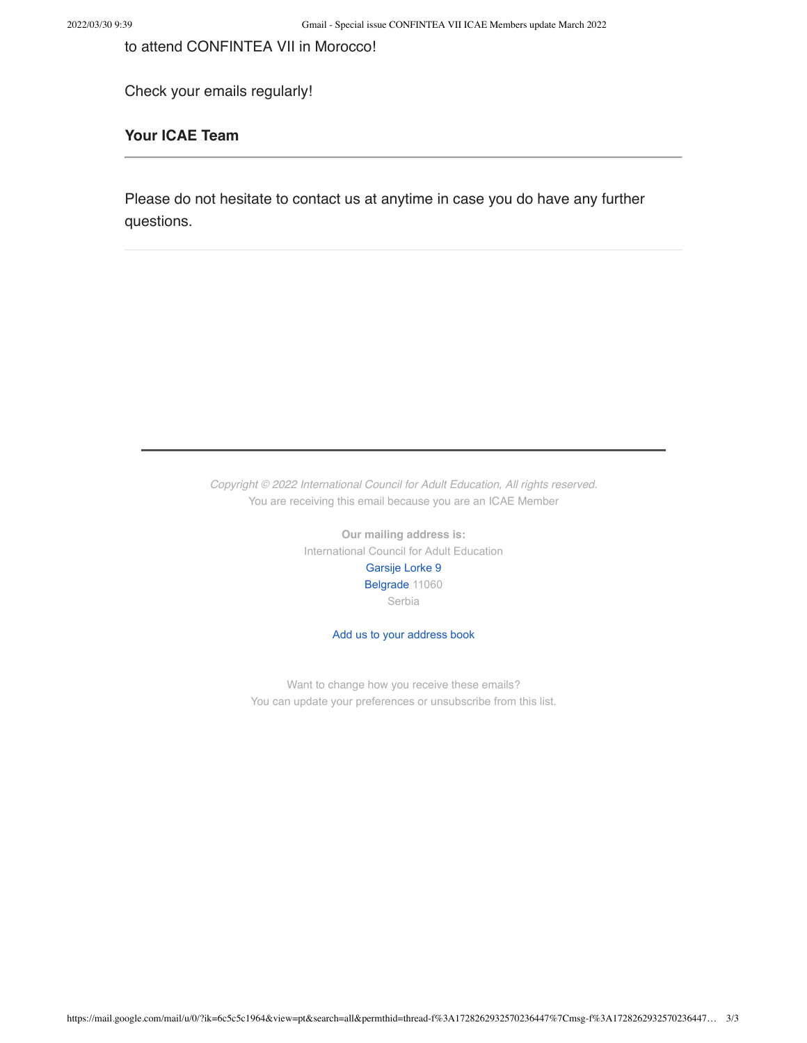to attend CONFINTEA VII in Morocco!

Check your emails regularly!

**Your ICAE Team**

---

Please do not hesitate to contact us at anytime in case you do have any further questions.

---

*Copyright © 2022 International Council for Adult Education, All rights reserved.*
You are receiving this email because you are an ICAE Member

**Our mailing address is:**
International Council for Adult Education
Garsije Lorke 9
Belgrade 11060
Serbia

Add us to your address book

Want to change how you receive these emails?
You can update your preferences or unsubscribe from this list.